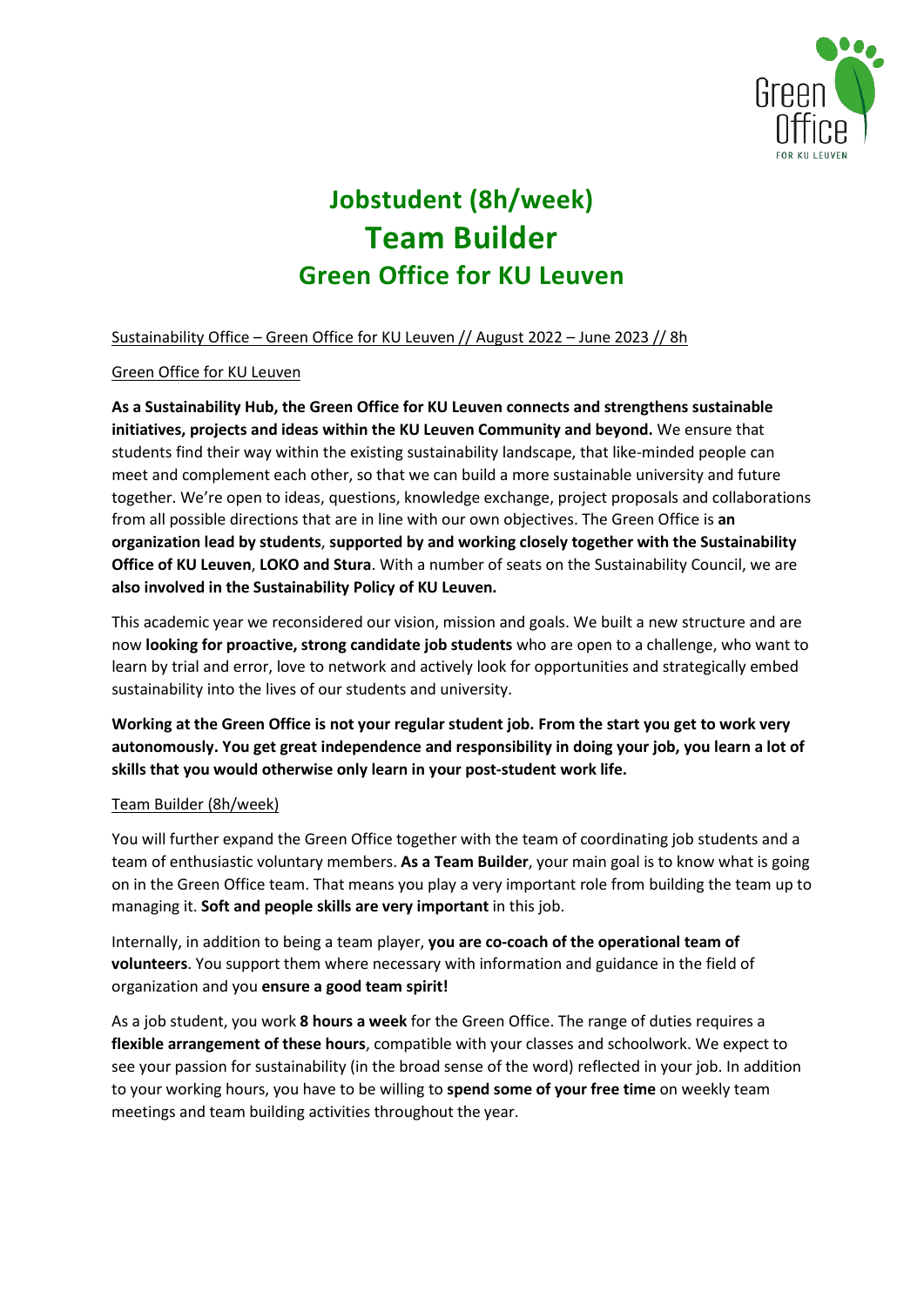# Jobstudent (8h/week)
# Team Builder
# Green Office for KU Leuven

Sustainability Office – Green Office for KU Leuven // August 2022 – June 2023 // 8h

Green Office for KU Leuven

**As a Sustainability Hub, the Green Office for KU Leuven connects and strengthens sustainable initiatives, projects and ideas within the KU Leuven Community and beyond.** We ensure that students find their way within the existing sustainability landscape, that like-minded people can meet and complement each other, so that we can build a more sustainable university and future together. We're open to ideas, questions, knowledge exchange, project proposals and collaborations from all possible directions that are in line with our own objectives. The Green Office is **an organization lead by students**, **supported by and working closely together with the Sustainability Office of KU Leuven**, **LOKO and Stura**. With a number of seats on the Sustainability Council, we are **also involved in the Sustainability Policy of KU Leuven.**

This academic year we reconsidered our vision, mission and goals. We built a new structure and are now **looking for proactive, strong candidate job students** who are open to a challenge, who want to learn by trial and error, love to network and actively look for opportunities and strategically embed sustainability into the lives of our students and university.

**Working at the Green Office is not your regular student job. From the start you get to work very autonomously. You get great independence and responsibility in doing your job, you learn a lot of skills that you would otherwise only learn in your post-student work life.**

Team Builder (8h/week)

You will further expand the Green Office together with the team of coordinating job students and a team of enthusiastic voluntary members. **As a Team Builder**, your main goal is to know what is going on in the Green Office team. That means you play a very important role from building the team up to managing it. **Soft and people skills are very important** in this job.

Internally, in addition to being a team player, **you are co-coach of the operational team of volunteers**. You support them where necessary with information and guidance in the field of organization and you **ensure a good team spirit!**

As a job student, you work **8 hours a week** for the Green Office. The range of duties requires a **flexible arrangement of these hours**, compatible with your classes and schoolwork. We expect to see your passion for sustainability (in the broad sense of the word) reflected in your job. In addition to your working hours, you have to be willing to **spend some of your free time** on weekly team meetings and team building activities throughout the year.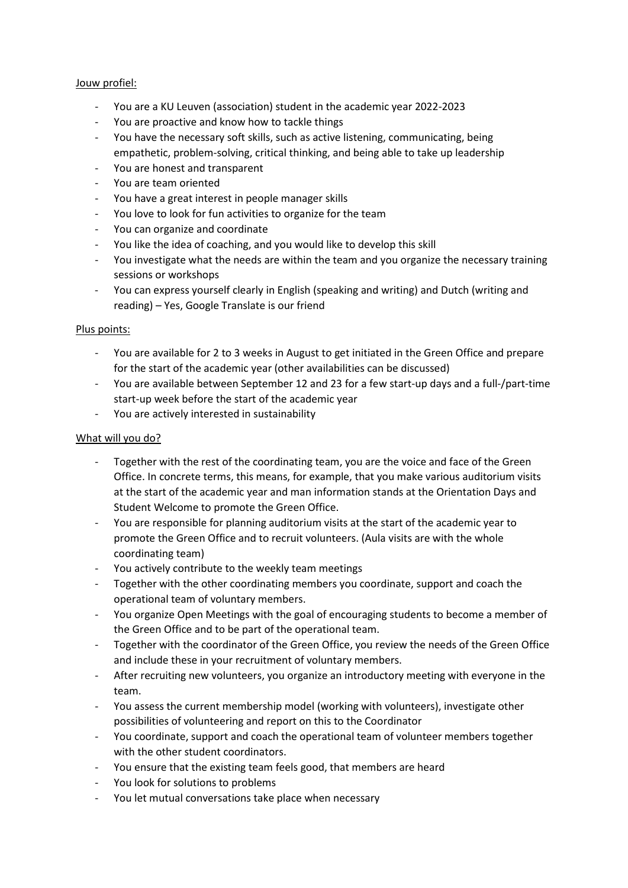Jouw profiel:

- You are a KU Leuven (association) student in the academic year 2022-2023
- You are proactive and know how to tackle things
- You have the necessary soft skills, such as active listening, communicating, being empathetic, problem-solving, critical thinking, and being able to take up leadership
- You are honest and transparent
- You are team oriented
- You have a great interest in people manager skills
- You love to look for fun activities to organize for the team
- You can organize and coordinate
- You like the idea of coaching, and you would like to develop this skill
- You investigate what the needs are within the team and you organize the necessary training sessions or workshops
- You can express yourself clearly in English (speaking and writing) and Dutch (writing and reading) – Yes, Google Translate is our friend

Plus points:

- You are available for 2 to 3 weeks in August to get initiated in the Green Office and prepare for the start of the academic year (other availabilities can be discussed)
- You are available between September 12 and 23 for a few start-up days and a full-/part-time start-up week before the start of the academic year
- You are actively interested in sustainability

What will you do?

- Together with the rest of the coordinating team, you are the voice and face of the Green Office. In concrete terms, this means, for example, that you make various auditorium visits at the start of the academic year and man information stands at the Orientation Days and Student Welcome to promote the Green Office.
- You are responsible for planning auditorium visits at the start of the academic year to promote the Green Office and to recruit volunteers. (Aula visits are with the whole coordinating team)
- You actively contribute to the weekly team meetings
- Together with the other coordinating members you coordinate, support and coach the operational team of voluntary members.
- You organize Open Meetings with the goal of encouraging students to become a member of the Green Office and to be part of the operational team.
- Together with the coordinator of the Green Office, you review the needs of the Green Office and include these in your recruitment of voluntary members.
- After recruiting new volunteers, you organize an introductory meeting with everyone in the team.
- You assess the current membership model (working with volunteers), investigate other possibilities of volunteering and report on this to the Coordinator
- You coordinate, support and coach the operational team of volunteer members together with the other student coordinators.
- You ensure that the existing team feels good, that members are heard
- You look for solutions to problems
- You let mutual conversations take place when necessary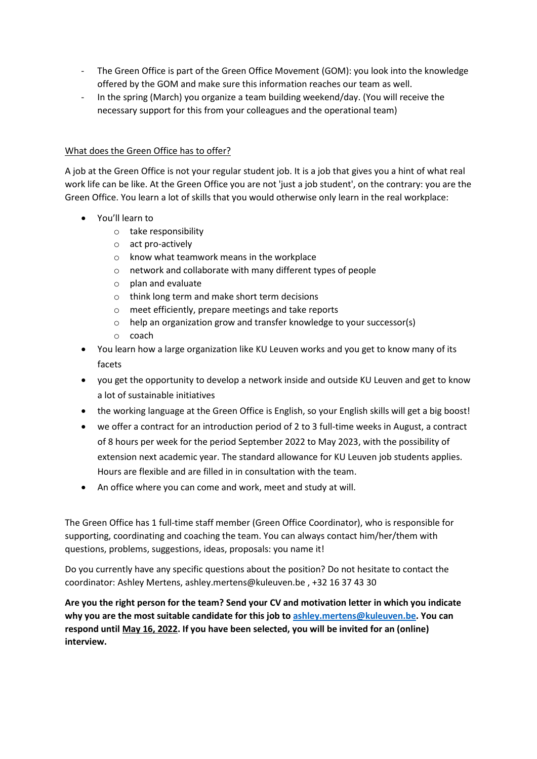- The Green Office is part of the Green Office Movement (GOM): you look into the knowledge offered by the GOM and make sure this information reaches our team as well.
- In the spring (March) you organize a team building weekend/day. (You will receive the necessary support for this from your colleagues and the operational team)

<u>What does the Green Office has to offer?</u>

A job at the Green Office is not your regular student job. It is a job that gives you a hint of what real work life can be like. At the Green Office you are not 'just a job student', on the contrary: you are the Green Office. You learn a lot of skills that you would otherwise only learn in the real workplace:

- You'll learn to
  - take responsibility
  - act pro-actively
  - know what teamwork means in the workplace
  - network and collaborate with many different types of people
  - plan and evaluate
  - think long term and make short term decisions
  - meet efficiently, prepare meetings and take reports
  - help an organization grow and transfer knowledge to your successor(s)
  - coach
- You learn how a large organization like KU Leuven works and you get to know many of its facets
- you get the opportunity to develop a network inside and outside KU Leuven and get to know a lot of sustainable initiatives
- the working language at the Green Office is English, so your English skills will get a big boost!
- we offer a contract for an introduction period of 2 to 3 full-time weeks in August, a contract of 8 hours per week for the period September 2022 to May 2023, with the possibility of extension next academic year. The standard allowance for KU Leuven job students applies. Hours are flexible and are filled in in consultation with the team.
- An office where you can come and work, meet and study at will.

The Green Office has 1 full-time staff member (Green Office Coordinator), who is responsible for supporting, coordinating and coaching the team. You can always contact him/her/them with questions, problems, suggestions, ideas, proposals: you name it!

Do you currently have any specific questions about the position? Do not hesitate to contact the coordinator: Ashley Mertens, ashley.mertens@kuleuven.be , +32 16 37 43 30

**Are you the right person for the team? Send your CV and motivation letter in which you indicate why you are the most suitable candidate for this job to [ashley.mertens@kuleuven.be](mailto:ashley.mertens@kuleuven.be). You can respond until <u>May 16, 2022</u>. If you have been selected, you will be invited for an (online) interview.**